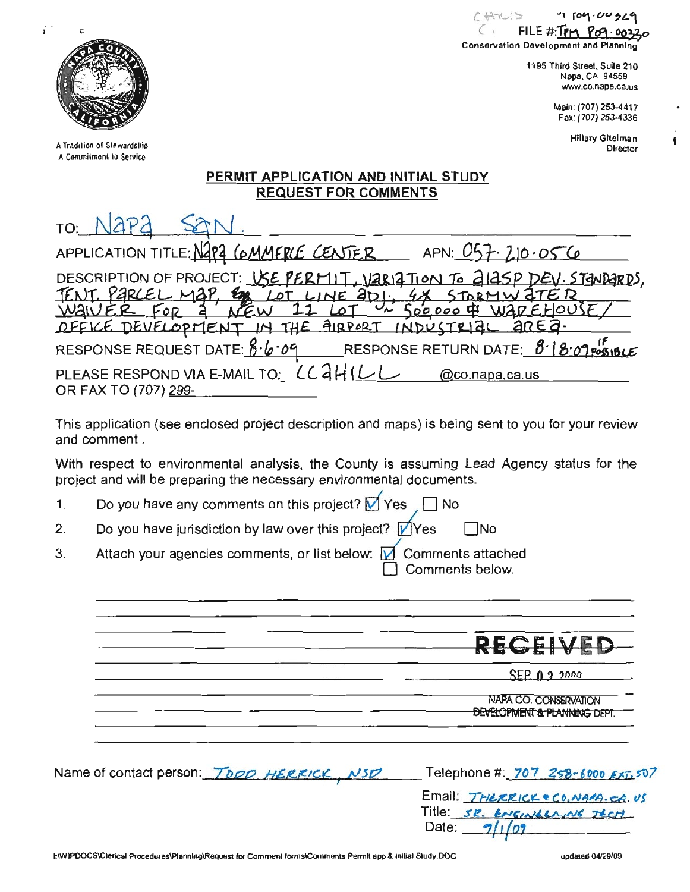CHILL P09-00329
FILE #: TPM P09-00330

Conservation Development and Planning

1195 Third Street, Suite 210
Napa, CA 94559
www.co.napa.ca.us

Main: (707) 253-4417
Fax: (707) 253-4336

Hillary Gitelman
Director

A Tradition of Stewardship
A Commitment to Service

## PERMIT APPLICATION AND INITIAL STUDY REQUEST FOR COMMENTS

TO: Napa San.

APPLICATION TITLE: Napa Commerce Center APN: 057-210-056

DESCRIPTION OF PROJECT: Use permit, variation to AIASP Dev. Standards, Tent. Parcel Map, Lot Line Adj., 4x Stormwater Waiver for a new 11 lot ~ 500,000 ft warehouse/office development in the airport industrial area.

RESPONSE REQUEST DATE: 8·6·09 RESPONSE RETURN DATE: 8·18·09 if possible

PLEASE RESPOND VIA E-MAIL TO: CCAHILL @co.napa.ca.us
OR FAX TO (707) 299-

This application (see enclosed project description and maps) is being sent to you for your review and comment.

With respect to environmental analysis, the County is assuming Lead Agency status for the project and will be preparing the necessary environmental documents.

1. Do you have any comments on this project? ☑ Yes ☐ No
2. Do you have jurisdiction by law over this project? ☑ Yes ☐ No
3. Attach your agencies comments, or list below: ☑ Comments attached
   ☐ Comments below.

RECEIVED
SEP 03 2009
NAPA CO. CONSERVATION DEVELOPMENT & PLANNING DEPT.

Name of contact person: Todd Herrick, NSD

Telephone #: 707 258-6000 ext. 507

Email: THERRICK@CO.NAPA.CA.US

Title: Sr. Engineering Tech

Date: 9/1/09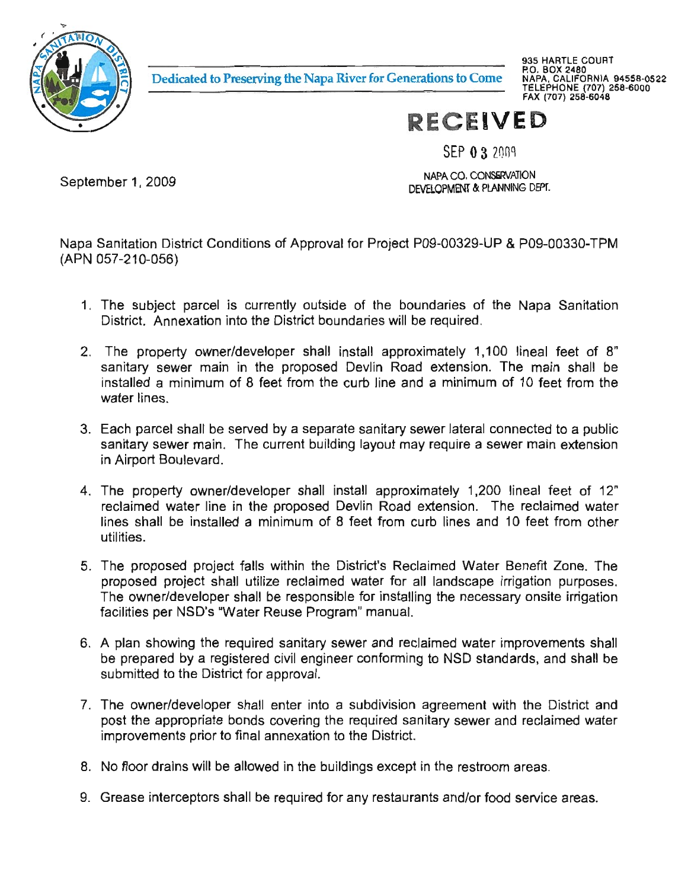Dedicated to Preserving the Napa River for Generations to Come

935 HARTLE COURT
P.O. BOX 2480
NAPA, CALIFORNIA 94558-0522
TELEPHONE (707) 258-6000
FAX (707) 258-6048

RECEIVED

SEP 03 2009

NAPA CO. CONSERVATION
DEVELOPMENT & PLANNING DEPT.

September 1, 2009

Napa Sanitation District Conditions of Approval for Project P09-00329-UP & P09-00330-TPM (APN 057-210-056)

1. The subject parcel is currently outside of the boundaries of the Napa Sanitation District. Annexation into the District boundaries will be required.

2. The property owner/developer shall install approximately 1,100 lineal feet of 8" sanitary sewer main in the proposed Devlin Road extension. The main shall be installed a minimum of 8 feet from the curb line and a minimum of 10 feet from the water lines.

3. Each parcel shall be served by a separate sanitary sewer lateral connected to a public sanitary sewer main. The current building layout may require a sewer main extension in Airport Boulevard.

4. The property owner/developer shall install approximately 1,200 lineal feet of 12" reclaimed water line in the proposed Devlin Road extension. The reclaimed water lines shall be installed a minimum of 8 feet from curb lines and 10 feet from other utilities.

5. The proposed project falls within the District's Reclaimed Water Benefit Zone. The proposed project shall utilize reclaimed water for all landscape irrigation purposes. The owner/developer shall be responsible for installing the necessary onsite irrigation facilities per NSD's "Water Reuse Program" manual.

6. A plan showing the required sanitary sewer and reclaimed water improvements shall be prepared by a registered civil engineer conforming to NSD standards, and shall be submitted to the District for approval.

7. The owner/developer shall enter into a subdivision agreement with the District and post the appropriate bonds covering the required sanitary sewer and reclaimed water improvements prior to final annexation to the District.

8. No floor drains will be allowed in the buildings except in the restroom areas.

9. Grease interceptors shall be required for any restaurants and/or food service areas.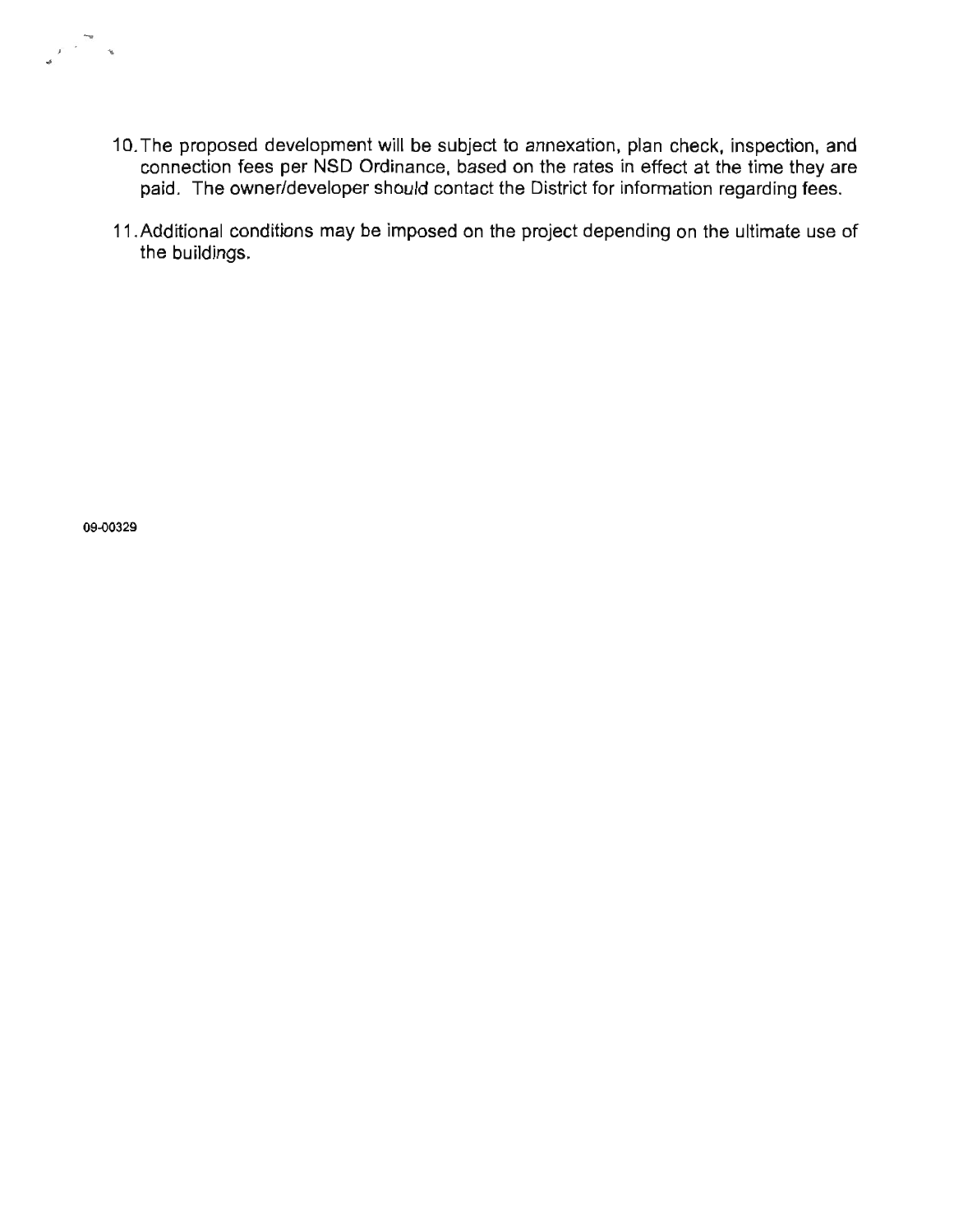10. The proposed development will be subject to annexation, plan check, inspection, and connection fees per NSD Ordinance, based on the rates in effect at the time they are paid. The owner/developer should contact the District for information regarding fees.

11. Additional conditions may be imposed on the project depending on the ultimate use of the buildings.

09-00329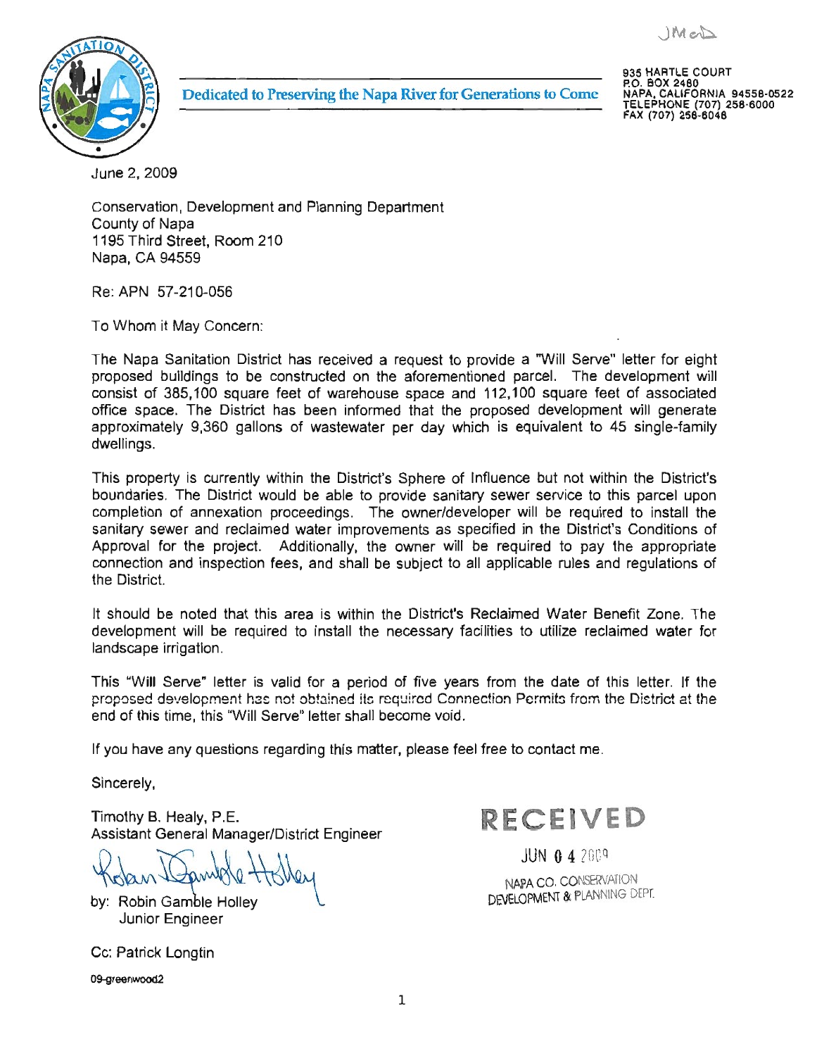JMcD

NAPA SANITATION DISTRICT

Dedicated to Preserving the Napa River for Generations to Come

935 HARTLE COURT
P.O. BOX 2480
NAPA, CALIFORNIA 94558-0522
TELEPHONE (707) 258-6000
FAX (707) 258-6048

June 2, 2009

Conservation, Development and Planning Department
County of Napa
1195 Third Street, Room 210
Napa, CA 94559

Re: APN 57-210-056

To Whom it May Concern:

The Napa Sanitation District has received a request to provide a "Will Serve" letter for eight proposed buildings to be constructed on the aforementioned parcel. The development will consist of 385,100 square feet of warehouse space and 112,100 square feet of associated office space. The District has been informed that the proposed development will generate approximately 9,360 gallons of wastewater per day which is equivalent to 45 single-family dwellings.

This property is currently within the District's Sphere of Influence but not within the District's boundaries. The District would be able to provide sanitary sewer service to this parcel upon completion of annexation proceedings. The owner/developer will be required to install the sanitary sewer and reclaimed water improvements as specified in the District's Conditions of Approval for the project. Additionally, the owner will be required to pay the appropriate connection and inspection fees, and shall be subject to all applicable rules and regulations of the District.

It should be noted that this area is within the District's Reclaimed Water Benefit Zone. The development will be required to install the necessary facilities to utilize reclaimed water for landscape irrigation.

This "Will Serve" letter is valid for a period of five years from the date of this letter. If the proposed development has not obtained its required Connection Permits from the District at the end of this time, this "Will Serve" letter shall become void.

If you have any questions regarding this matter, please feel free to contact me.

Sincerely,

Timothy B. Healy, P.E.
Assistant General Manager/District Engineer

by: Robin Gamble Holley
Junior Engineer

RECEIVED
JUN 04 2009
NAPA CO. CONSERVATION
DEVELOPMENT & PLANNING DEPT.

Cc: Patrick Longtin

09-greenwood2